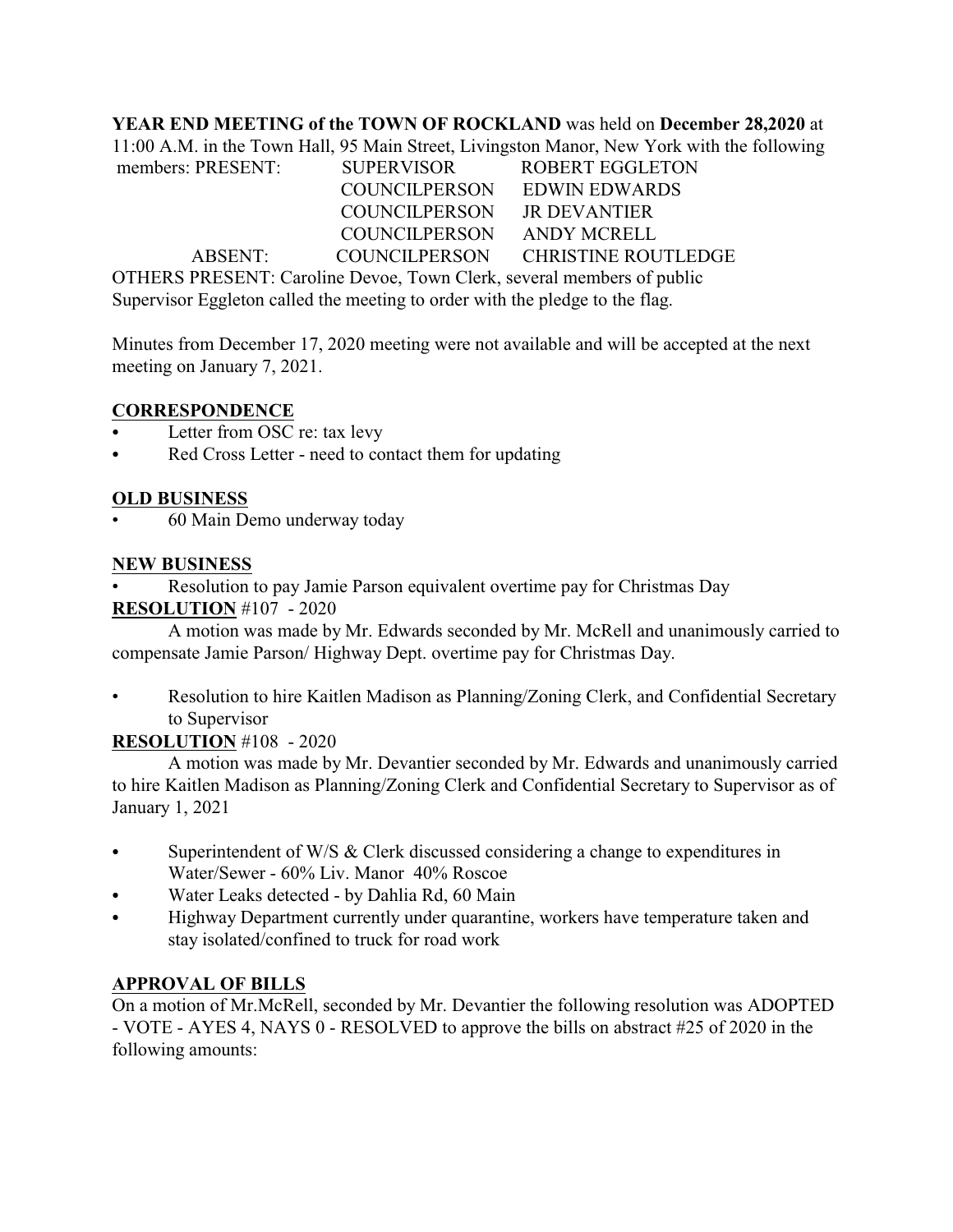**YEAR END MEETING of the TOWN OF ROCKLAND** was held on **December 28,2020** at 11:00 A.M. in the Town Hall, 95 Main Street, Livingston Manor, New York with the following members: PRESENT:

| | | |
|---|---|---|
| PRESENT: | SUPERVISOR | ROBERT EGGLETON |
| | COUNCILPERSON | EDWIN EDWARDS |
| | COUNCILPERSON | JR DEVANTIER |
| | COUNCILPERSON | ANDY MCRELL |
| ABSENT: | COUNCILPERSON | CHRISTINE ROUTLEDGE |

OTHERS PRESENT: Caroline Devoe, Town Clerk, several members of public
Supervisor Eggleton called the meeting to order with the pledge to the flag.

Minutes from December 17, 2020 meeting were not available and will be accepted at the next meeting on January 7, 2021.

## CORRESPONDENCE

- Letter from OSC re: tax levy
- Red Cross Letter - need to contact them for updating

## OLD BUSINESS

- 60 Main Demo underway today

## NEW BUSINESS

- Resolution to pay Jamie Parson equivalent overtime pay for Christmas Day

**RESOLUTION** #107 - 2020

A motion was made by Mr. Edwards seconded by Mr. McRell and unanimously carried to compensate Jamie Parson/ Highway Dept. overtime pay for Christmas Day.

- Resolution to hire Kaitlen Madison as Planning/Zoning Clerk, and Confidential Secretary to Supervisor

**RESOLUTION** #108 - 2020

A motion was made by Mr. Devantier seconded by Mr. Edwards and unanimously carried to hire Kaitlen Madison as Planning/Zoning Clerk and Confidential Secretary to Supervisor as of January 1, 2021

- Superintendent of W/S & Clerk discussed considering a change to expenditures in Water/Sewer - 60% Liv. Manor 40% Roscoe
- Water Leaks detected - by Dahlia Rd, 60 Main
- Highway Department currently under quarantine, workers have temperature taken and stay isolated/confined to truck for road work

## APPROVAL OF BILLS

On a motion of Mr.McRell, seconded by Mr. Devantier the following resolution was ADOPTED - VOTE - AYES 4, NAYS 0 - RESOLVED to approve the bills on abstract #25 of 2020 in the following amounts: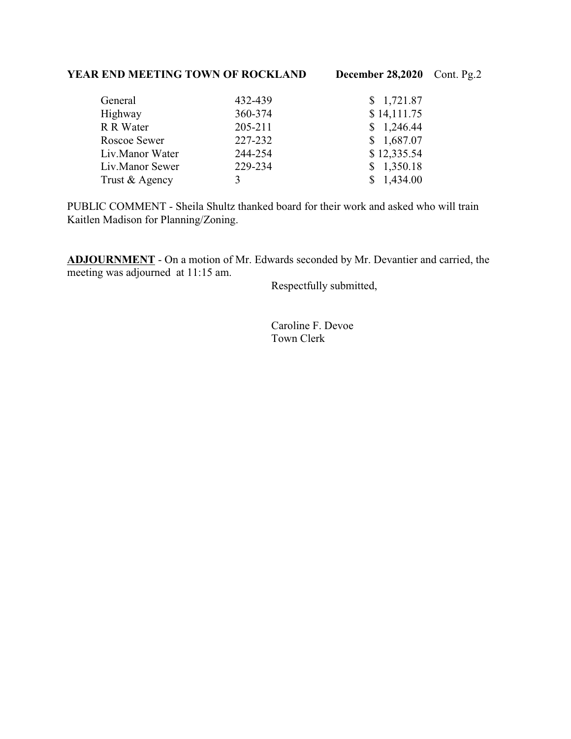**YEAR END MEETING TOWN OF ROCKLAND December 28,2020** Cont. Pg.2

| | | |
|---|---|---|
| General | 432-439 | $ 1,721.87 |
| Highway | 360-374 | $ 14,111.75 |
| R R Water | 205-211 | $ 1,246.44 |
| Roscoe Sewer | 227-232 | $ 1,687.07 |
| Liv.Manor Water | 244-254 | $ 12,335.54 |
| Liv.Manor Sewer | 229-234 | $ 1,350.18 |
| Trust & Agency | 3 | $ 1,434.00 |

PUBLIC COMMENT - Sheila Shultz thanked board for their work and asked who will train Kaitlen Madison for Planning/Zoning.

**ADJOURNMENT** - On a motion of Mr. Edwards seconded by Mr. Devantier and carried, the meeting was adjourned at 11:15 am.

Respectfully submitted,

Caroline F. Devoe
Town Clerk